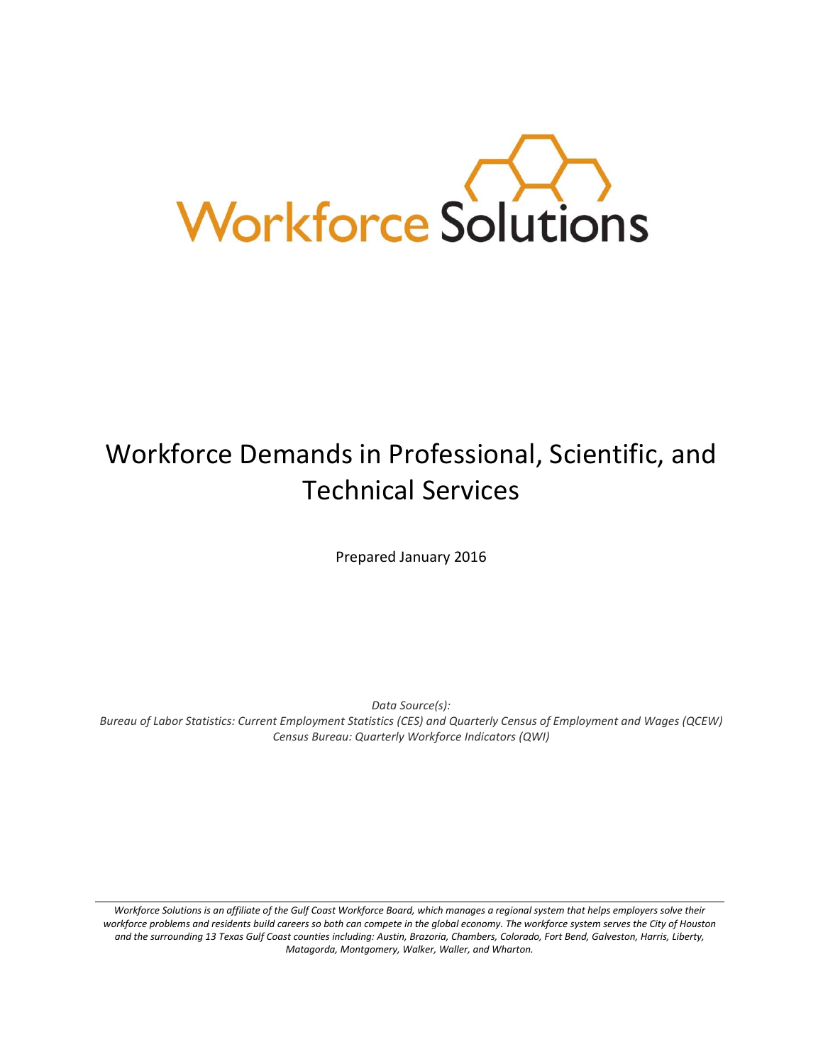Workforce Solutions

# Workforce Demands in Professional, Scientific, and Technical Services

Prepared January 2016

*Data Source(s):*
*Bureau of Labor Statistics: Current Employment Statistics (CES) and Quarterly Census of Employment and Wages (QCEW)*
*Census Bureau: Quarterly Workforce Indicators (QWI)*

---

*Workforce Solutions is an affiliate of the Gulf Coast Workforce Board, which manages a regional system that helps employers solve their workforce problems and residents build careers so both can compete in the global economy. The workforce system serves the City of Houston and the surrounding 13 Texas Gulf Coast counties including: Austin, Brazoria, Chambers, Colorado, Fort Bend, Galveston, Harris, Liberty, Matagorda, Montgomery, Walker, Waller, and Wharton.*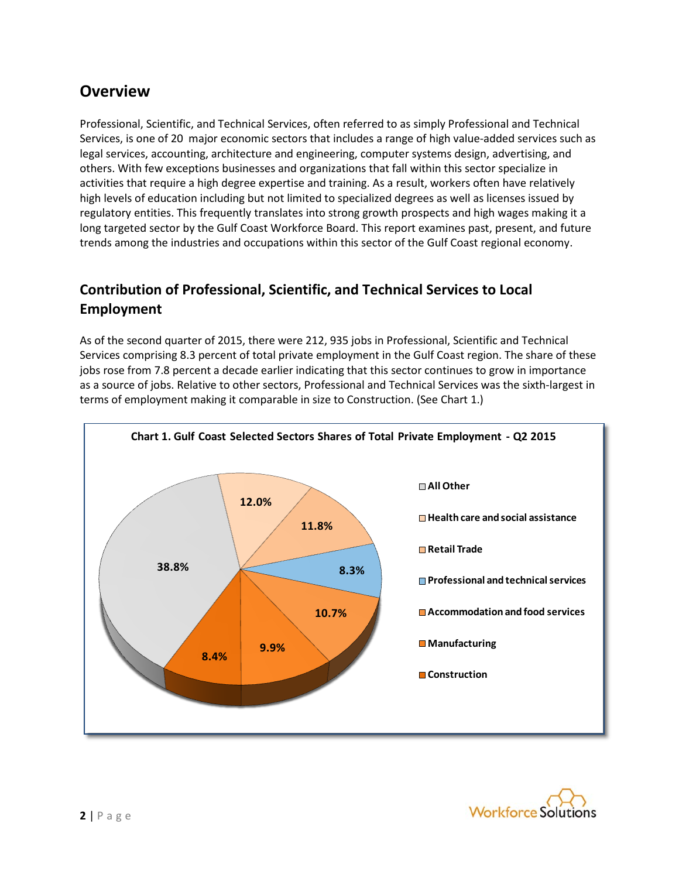## Overview

Professional, Scientific, and Technical Services, often referred to as simply Professional and Technical Services, is one of 20 major economic sectors that includes a range of high value-added services such as legal services, accounting, architecture and engineering, computer systems design, advertising, and others. With few exceptions businesses and organizations that fall within this sector specialize in activities that require a high degree expertise and training. As a result, workers often have relatively high levels of education including but not limited to specialized degrees as well as licenses issued by regulatory entities. This frequently translates into strong growth prospects and high wages making it a long targeted sector by the Gulf Coast Workforce Board. This report examines past, present, and future trends among the industries and occupations within this sector of the Gulf Coast regional economy.

## Contribution of Professional, Scientific, and Technical Services to Local Employment

As of the second quarter of 2015, there were 212, 935 jobs in Professional, Scientific and Technical Services comprising 8.3 percent of total private employment in the Gulf Coast region. The share of these jobs rose from 7.8 percent a decade earlier indicating that this sector continues to grow in importance as a source of jobs. Relative to other sectors, Professional and Technical Services was the sixth-largest in terms of employment making it comparable in size to Construction. (See Chart 1.)

**Chart 1. Gulf Coast Selected Sectors Shares of Total Private Employment - Q2 2015**

| Sector | Share |
|---|---|
| All Other | 38.8% |
| Health care and social assistance | 12.0% |
| Retail Trade | 11.8% |
| Professional and technical services | 8.3% |
| Accommodation and food services | 10.7% |
| Manufacturing | 9.9% |
| Construction | 8.4% |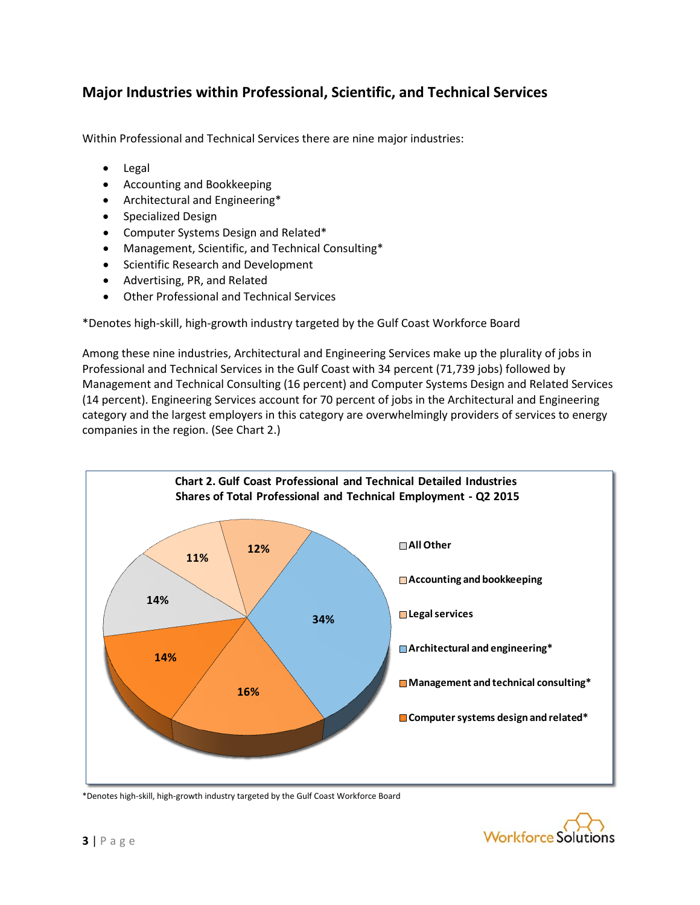## Major Industries within Professional, Scientific, and Technical Services

Within Professional and Technical Services there are nine major industries:

- Legal
- Accounting and Bookkeeping
- Architectural and Engineering*
- Specialized Design
- Computer Systems Design and Related*
- Management, Scientific, and Technical Consulting*
- Scientific Research and Development
- Advertising, PR, and Related
- Other Professional and Technical Services

*Denotes high-skill, high-growth industry targeted by the Gulf Coast Workforce Board

Among these nine industries, Architectural and Engineering Services make up the plurality of jobs in Professional and Technical Services in the Gulf Coast with 34 percent (71,739 jobs) followed by Management and Technical Consulting (16 percent) and Computer Systems Design and Related Services (14 percent). Engineering Services account for 70 percent of jobs in the Architectural and Engineering category and the largest employers in this category are overwhelmingly providers of services to energy companies in the region. (See Chart 2.)

**Chart 2. Gulf Coast Professional and Technical Detailed Industries Shares of Total Professional and Technical Employment - Q2 2015**

| Industry | Share |
|---|---|
| All Other | 14% |
| Accounting and bookkeeping | 11% |
| Legal services | 12% |
| Architectural and engineering* | 34% |
| Management and technical consulting* | 16% |
| Computer systems design and related* | 14% |

*Denotes high-skill, high-growth industry targeted by the Gulf Coast Workforce Board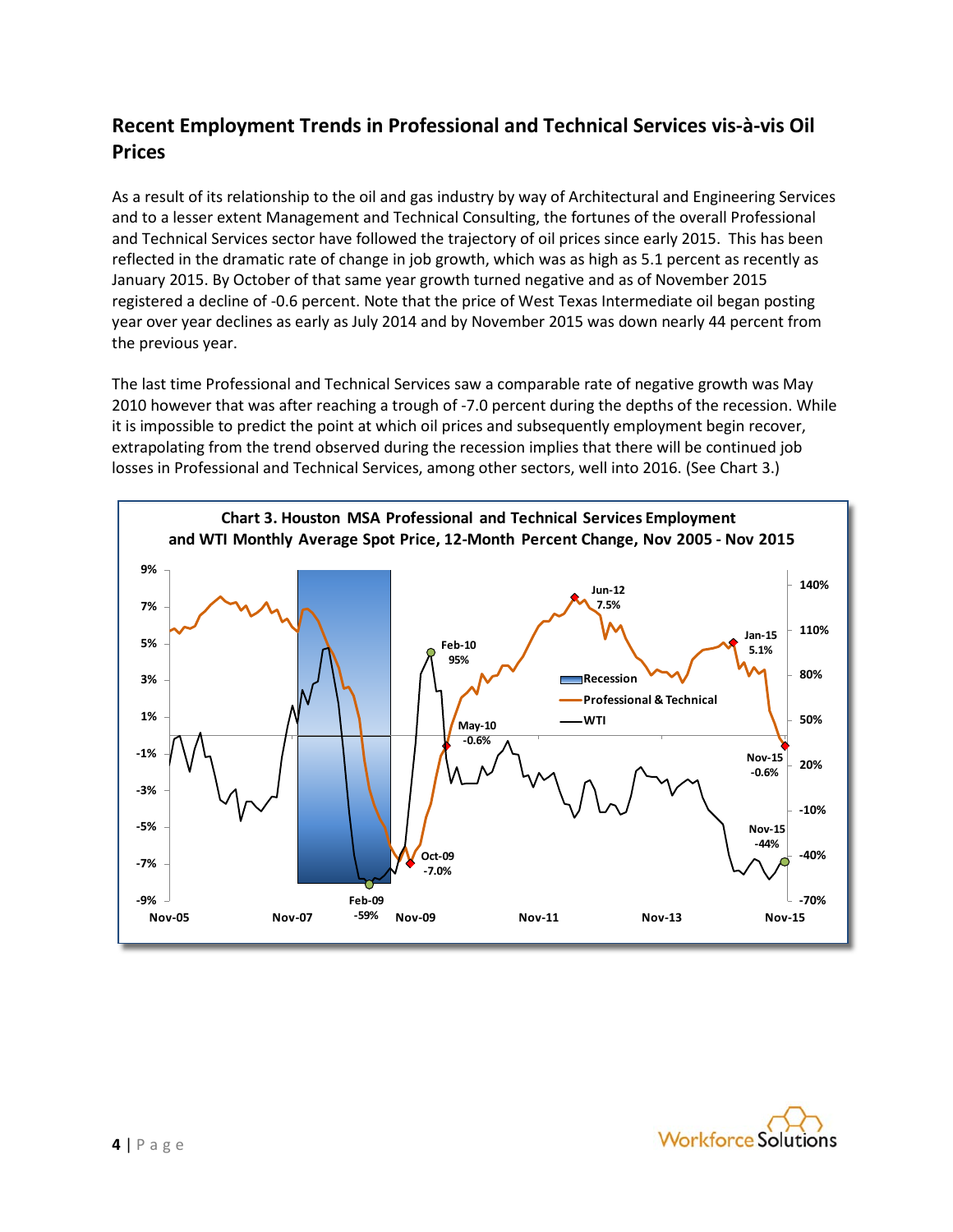## Recent Employment Trends in Professional and Technical Services vis-à-vis Oil Prices

As a result of its relationship to the oil and gas industry by way of Architectural and Engineering Services and to a lesser extent Management and Technical Consulting, the fortunes of the overall Professional and Technical Services sector have followed the trajectory of oil prices since early 2015. This has been reflected in the dramatic rate of change in job growth, which was as high as 5.1 percent as recently as January 2015. By October of that same year growth turned negative and as of November 2015 registered a decline of -0.6 percent. Note that the price of West Texas Intermediate oil began posting year over year declines as early as July 2014 and by November 2015 was down nearly 44 percent from the previous year.

The last time Professional and Technical Services saw a comparable rate of negative growth was May 2010 however that was after reaching a trough of -7.0 percent during the depths of the recession. While it is impossible to predict the point at which oil prices and subsequently employment begin recover, extrapolating from the trend observed during the recession implies that there will be continued job losses in Professional and Technical Services, among other sectors, well into 2016. (See Chart 3.)

Chart 3. Houston MSA Professional and Technical Services Employment and WTI Monthly Average Spot Price, 12-Month Percent Change, Nov 2005 - Nov 2015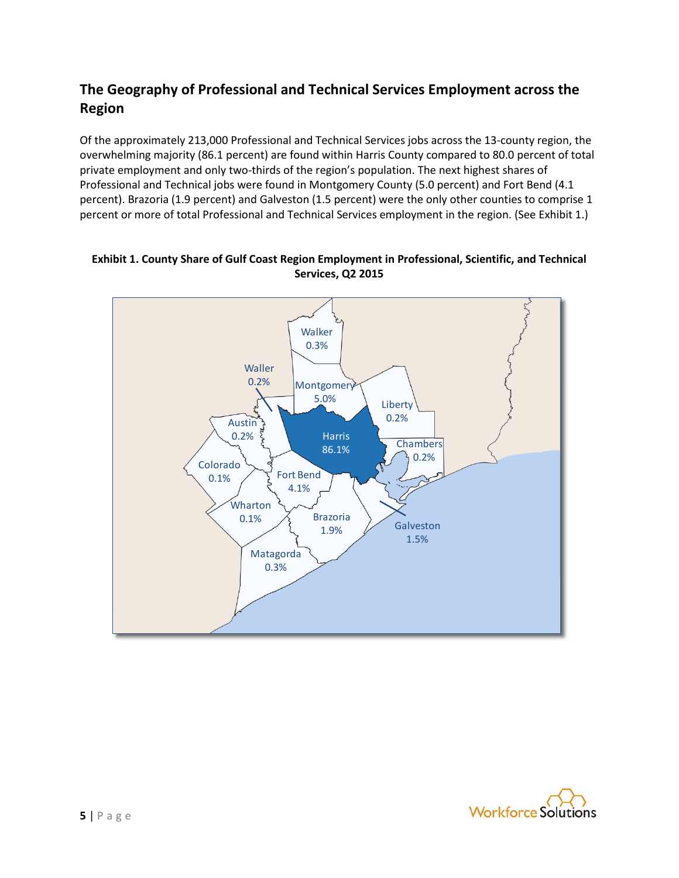## The Geography of Professional and Technical Services Employment across the Region

Of the approximately 213,000 Professional and Technical Services jobs across the 13-county region, the overwhelming majority (86.1 percent) are found within Harris County compared to 80.0 percent of total private employment and only two-thirds of the region's population. The next highest shares of Professional and Technical jobs were found in Montgomery County (5.0 percent) and Fort Bend (4.1 percent). Brazoria (1.9 percent) and Galveston (1.5 percent) were the only other counties to comprise 1 percent or more of total Professional and Technical Services employment in the region. (See Exhibit 1.)

**Exhibit 1. County Share of Gulf Coast Region Employment in Professional, Scientific, and Technical Services, Q2 2015**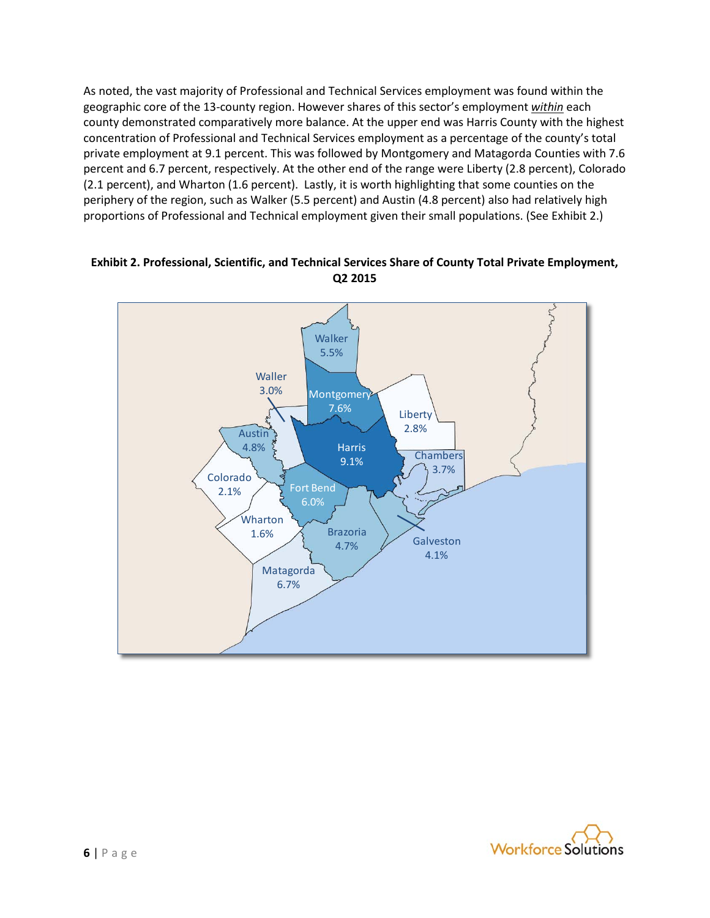As noted, the vast majority of Professional and Technical Services employment was found within the geographic core of the 13-county region. However shares of this sector's employment *within* each county demonstrated comparatively more balance. At the upper end was Harris County with the highest concentration of Professional and Technical Services employment as a percentage of the county's total private employment at 9.1 percent. This was followed by Montgomery and Matagorda Counties with 7.6 percent and 6.7 percent, respectively. At the other end of the range were Liberty (2.8 percent), Colorado (2.1 percent), and Wharton (1.6 percent). Lastly, it is worth highlighting that some counties on the periphery of the region, such as Walker (5.5 percent) and Austin (4.8 percent) also had relatively high proportions of Professional and Technical employment given their small populations. (See Exhibit 2.)

**Exhibit 2. Professional, Scientific, and Technical Services Share of County Total Private Employment, Q2 2015**

| County | Share |
| --- | --- |
| Walker | 5.5% |
| Waller | 3.0% |
| Montgomery | 7.6% |
| Liberty | 2.8% |
| Austin | 4.8% |
| Harris | 9.1% |
| Chambers | 3.7% |
| Colorado | 2.1% |
| Fort Bend | 6.0% |
| Wharton | 1.6% |
| Brazoria | 4.7% |
| Galveston | 4.1% |
| Matagorda | 6.7% |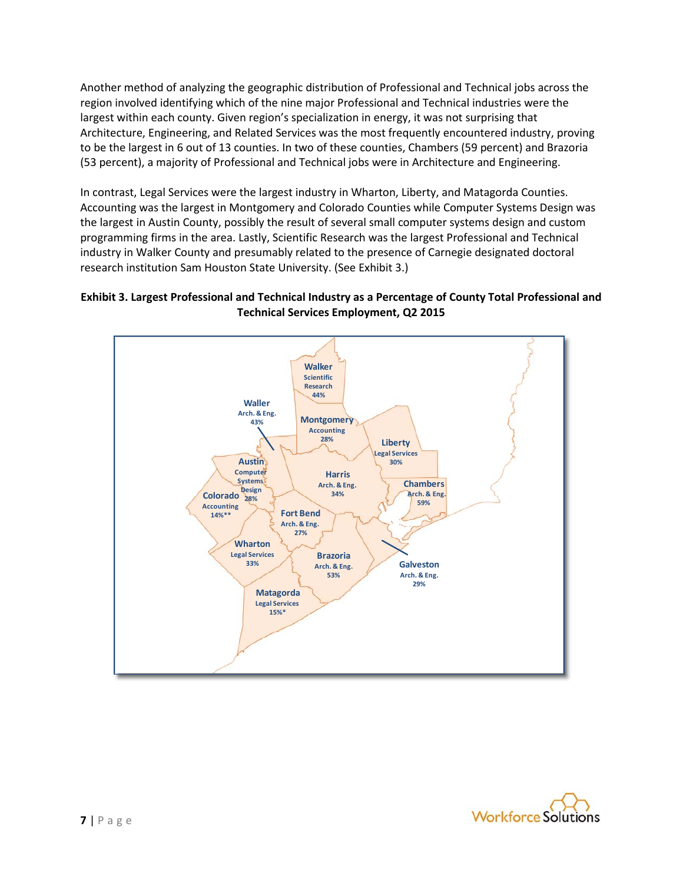Another method of analyzing the geographic distribution of Professional and Technical jobs across the region involved identifying which of the nine major Professional and Technical industries were the largest within each county. Given region's specialization in energy, it was not surprising that Architecture, Engineering, and Related Services was the most frequently encountered industry, proving to be the largest in 6 out of 13 counties. In two of these counties, Chambers (59 percent) and Brazoria (53 percent), a majority of Professional and Technical jobs were in Architecture and Engineering.

In contrast, Legal Services were the largest industry in Wharton, Liberty, and Matagorda Counties. Accounting was the largest in Montgomery and Colorado Counties while Computer Systems Design was the largest in Austin County, possibly the result of several small computer systems design and custom programming firms in the area. Lastly, Scientific Research was the largest Professional and Technical industry in Walker County and presumably related to the presence of Carnegie designated doctoral research institution Sam Houston State University. (See Exhibit 3.)

**Exhibit 3. Largest Professional and Technical Industry as a Percentage of County Total Professional and Technical Services Employment, Q2 2015**

| County | Largest Industry | Percent |
|---|---|---|
| Walker | Scientific Research | 44% |
| Waller | Arch. & Eng. | 43% |
| Montgomery | Accounting | 28% |
| Liberty | Legal Services | 30% |
| Austin | Computer Systems Design | 28% |
| Harris | Arch. & Eng. | 34% |
| Chambers | Arch. & Eng. | 59% |
| Colorado | Accounting | 14%** |
| Fort Bend | Arch. & Eng. | 27% |
| Wharton | Legal Services | 33% |
| Brazoria | Arch. & Eng. | 53% |
| Galveston | Arch. & Eng. | 29% |
| Matagorda | Legal Services | 15%* |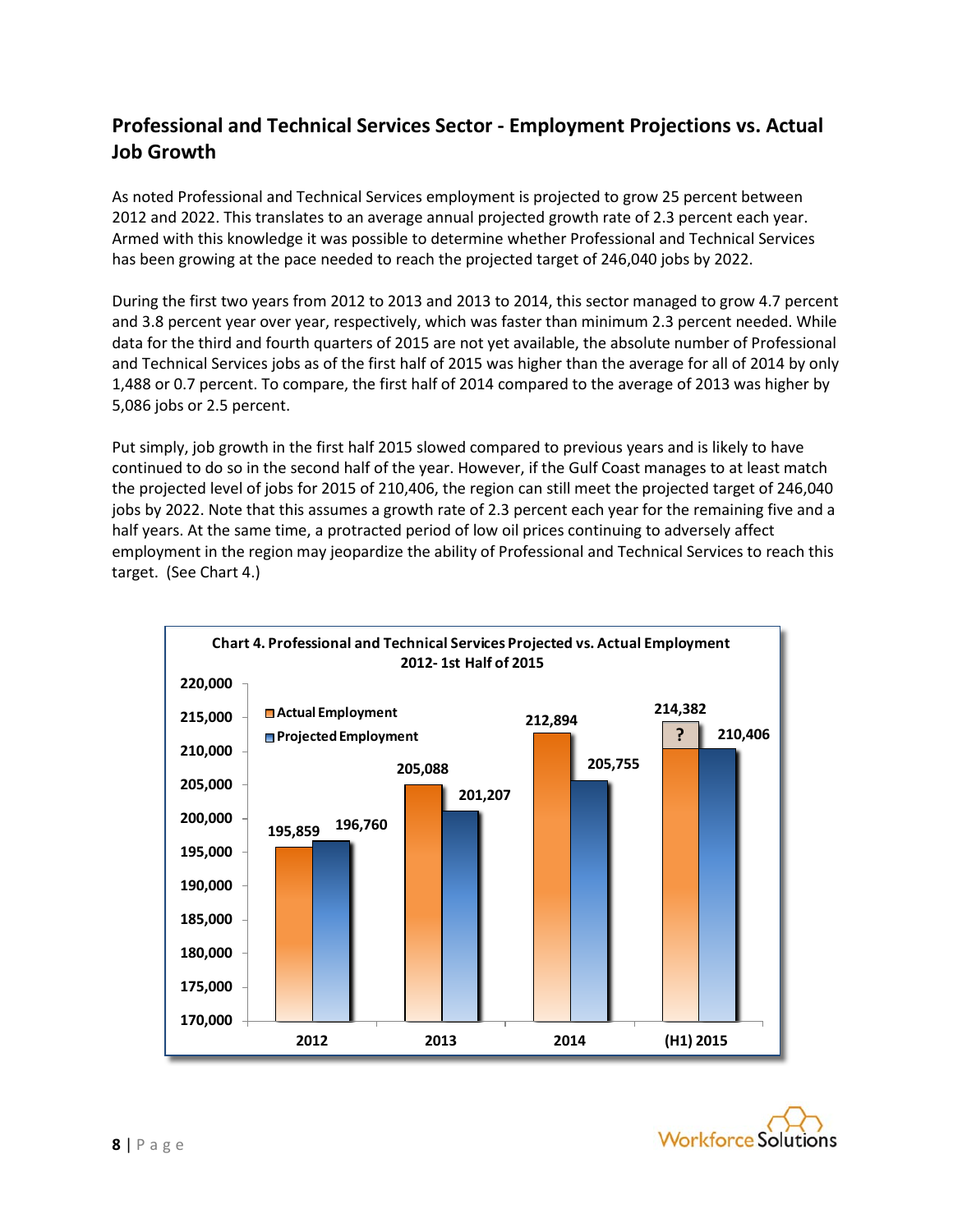## Professional and Technical Services Sector - Employment Projections vs. Actual Job Growth

As noted Professional and Technical Services employment is projected to grow 25 percent between 2012 and 2022. This translates to an average annual projected growth rate of 2.3 percent each year. Armed with this knowledge it was possible to determine whether Professional and Technical Services has been growing at the pace needed to reach the projected target of 246,040 jobs by 2022.

During the first two years from 2012 to 2013 and 2013 to 2014, this sector managed to grow 4.7 percent and 3.8 percent year over year, respectively, which was faster than minimum 2.3 percent needed. While data for the third and fourth quarters of 2015 are not yet available, the absolute number of Professional and Technical Services jobs as of the first half of 2015 was higher than the average for all of 2014 by only 1,488 or 0.7 percent. To compare, the first half of 2014 compared to the average of 2013 was higher by 5,086 jobs or 2.5 percent.

Put simply, job growth in the first half 2015 slowed compared to previous years and is likely to have continued to do so in the second half of the year. However, if the Gulf Coast manages to at least match the projected level of jobs for 2015 of 210,406, the region can still meet the projected target of 246,040 jobs by 2022. Note that this assumes a growth rate of 2.3 percent each year for the remaining five and a half years. At the same time, a protracted period of low oil prices continuing to adversely affect employment in the region may jeopardize the ability of Professional and Technical Services to reach this target. (See Chart 4.)

**Chart 4. Professional and Technical Services Projected vs. Actual Employment 2012- 1st Half of 2015**

| Year | Actual Employment | Projected Employment |
|---|---|---|
| 2012 | 195,859 | 196,760 |
| 2013 | 205,088 | 201,207 |
| 2014 | 212,894 | 205,755 |
| (H1) 2015 | 214,382 (?) | 210,406 |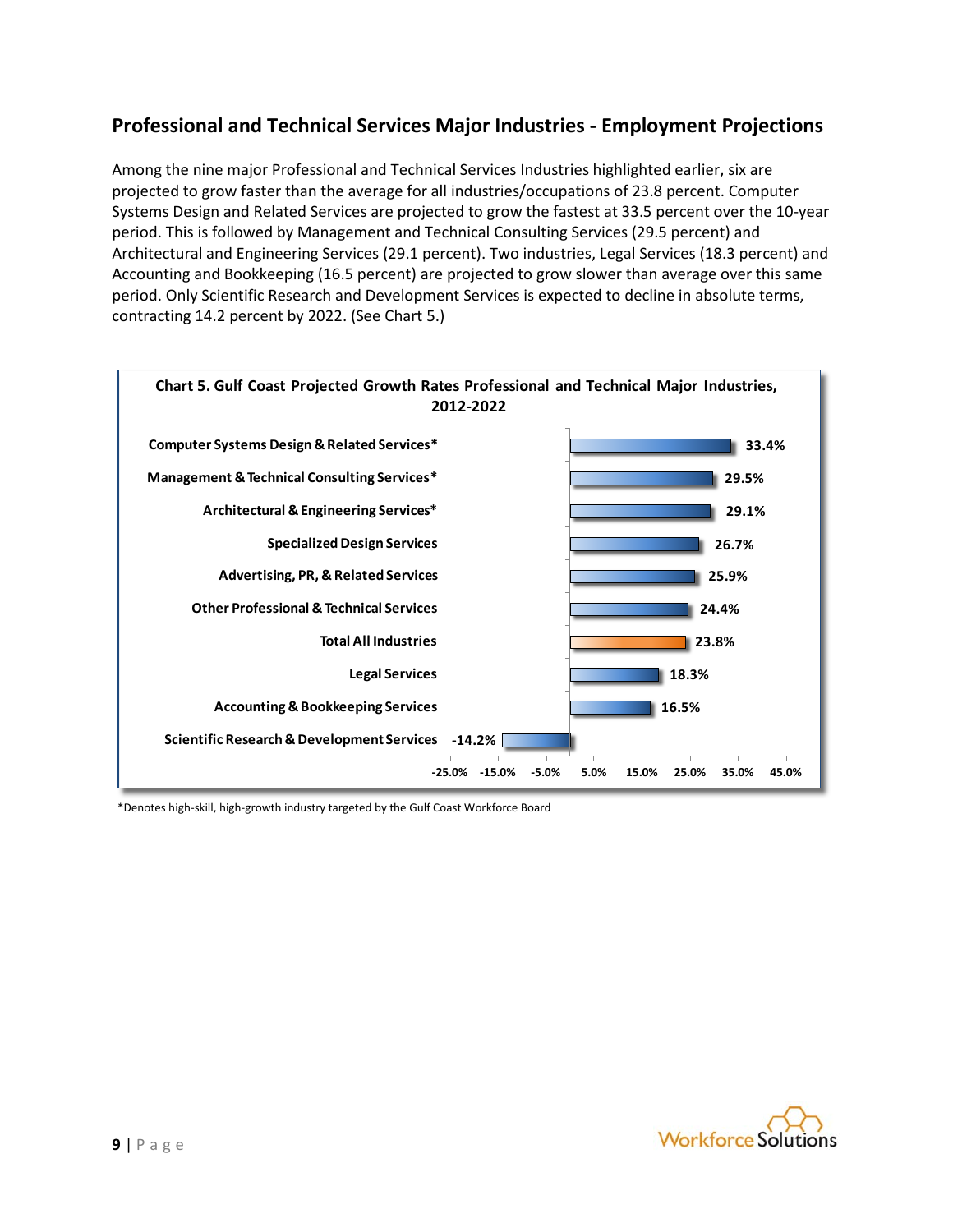## Professional and Technical Services Major Industries - Employment Projections

Among the nine major Professional and Technical Services Industries highlighted earlier, six are projected to grow faster than the average for all industries/occupations of 23.8 percent. Computer Systems Design and Related Services are projected to grow the fastest at 33.5 percent over the 10-year period. This is followed by Management and Technical Consulting Services (29.5 percent) and Architectural and Engineering Services (29.1 percent). Two industries, Legal Services (18.3 percent) and Accounting and Bookkeeping (16.5 percent) are projected to grow slower than average over this same period. Only Scientific Research and Development Services is expected to decline in absolute terms, contracting 14.2 percent by 2022. (See Chart 5.)

**Chart 5. Gulf Coast Projected Growth Rates Professional and Technical Major Industries, 2012-2022**

| Industry | Projected Growth Rate |
|---|---|
| Computer Systems Design & Related Services* | 33.4% |
| Management & Technical Consulting Services* | 29.5% |
| Architectural & Engineering Services* | 29.1% |
| Specialized Design Services | 26.7% |
| Advertising, PR, & Related Services | 25.9% |
| Other Professional & Technical Services | 24.4% |
| Total All Industries | 23.8% |
| Legal Services | 18.3% |
| Accounting & Bookkeeping Services | 16.5% |
| Scientific Research & Development Services | -14.2% |

*Denotes high-skill, high-growth industry targeted by the Gulf Coast Workforce Board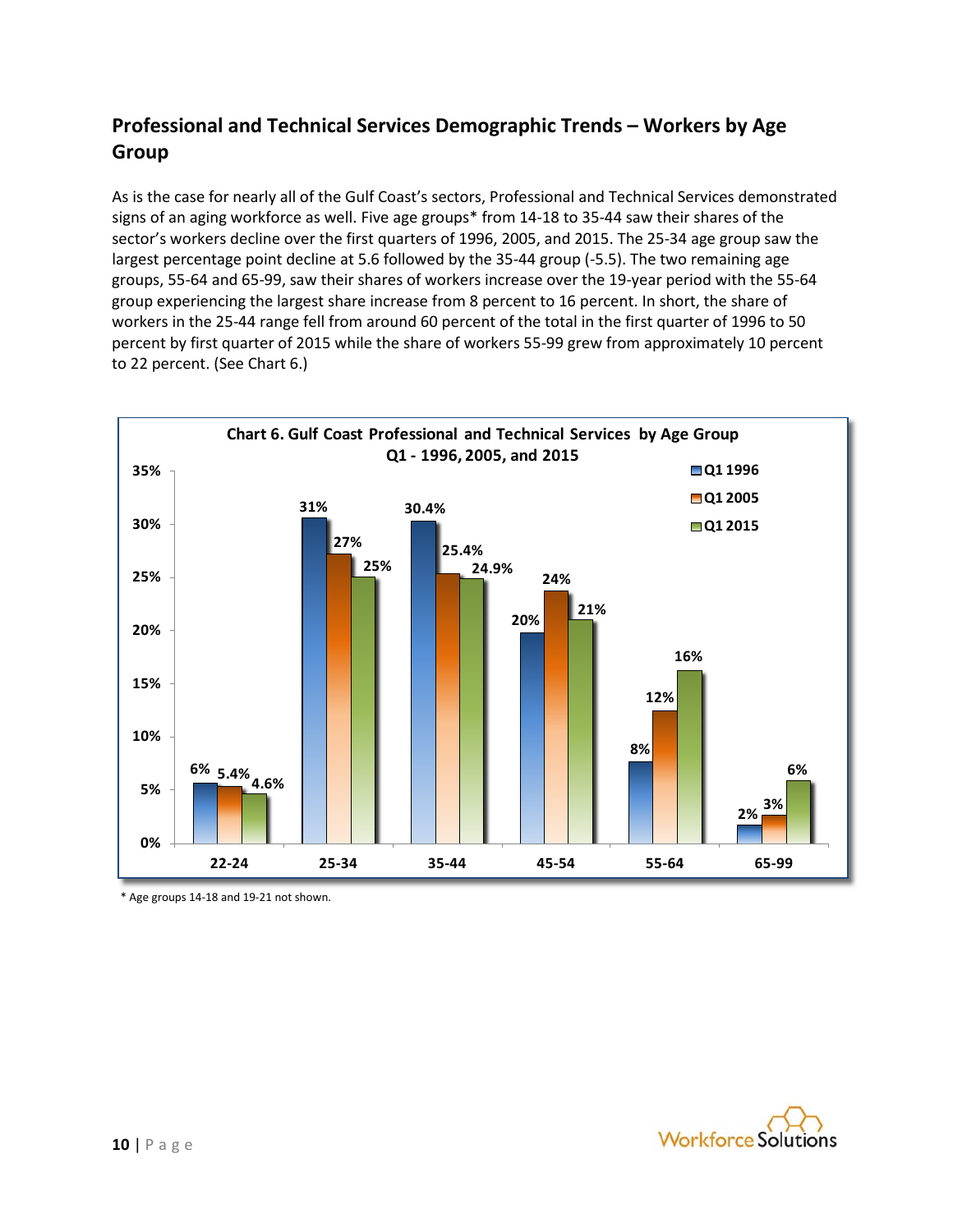## Professional and Technical Services Demographic Trends – Workers by Age Group

As is the case for nearly all of the Gulf Coast's sectors, Professional and Technical Services demonstrated signs of an aging workforce as well. Five age groups* from 14-18 to 35-44 saw their shares of the sector's workers decline over the first quarters of 1996, 2005, and 2015. The 25-34 age group saw the largest percentage point decline at 5.6 followed by the 35-44 group (-5.5). The two remaining age groups, 55-64 and 65-99, saw their shares of workers increase over the 19-year period with the 55-64 group experiencing the largest share increase from 8 percent to 16 percent. In short, the share of workers in the 25-44 range fell from around 60 percent of the total in the first quarter of 1996 to 50 percent by first quarter of 2015 while the share of workers 55-99 grew from approximately 10 percent to 22 percent. (See Chart 6.)

**Chart 6. Gulf Coast Professional and Technical Services by Age Group Q1 - 1996, 2005, and 2015**

| Age Group | Q1 1996 | Q1 2005 | Q1 2015 |
|---|---|---|---|
| 22-24 | 6% | 5.4% | 4.6% |
| 25-34 | 31% | 27% | 25% |
| 35-44 | 30.4% | 25.4% | 24.9% |
| 45-54 | 20% | 24% | 21% |
| 55-64 | 8% | 12% | 16% |
| 65-99 | 2% | 3% | 6% |

* Age groups 14-18 and 19-21 not shown.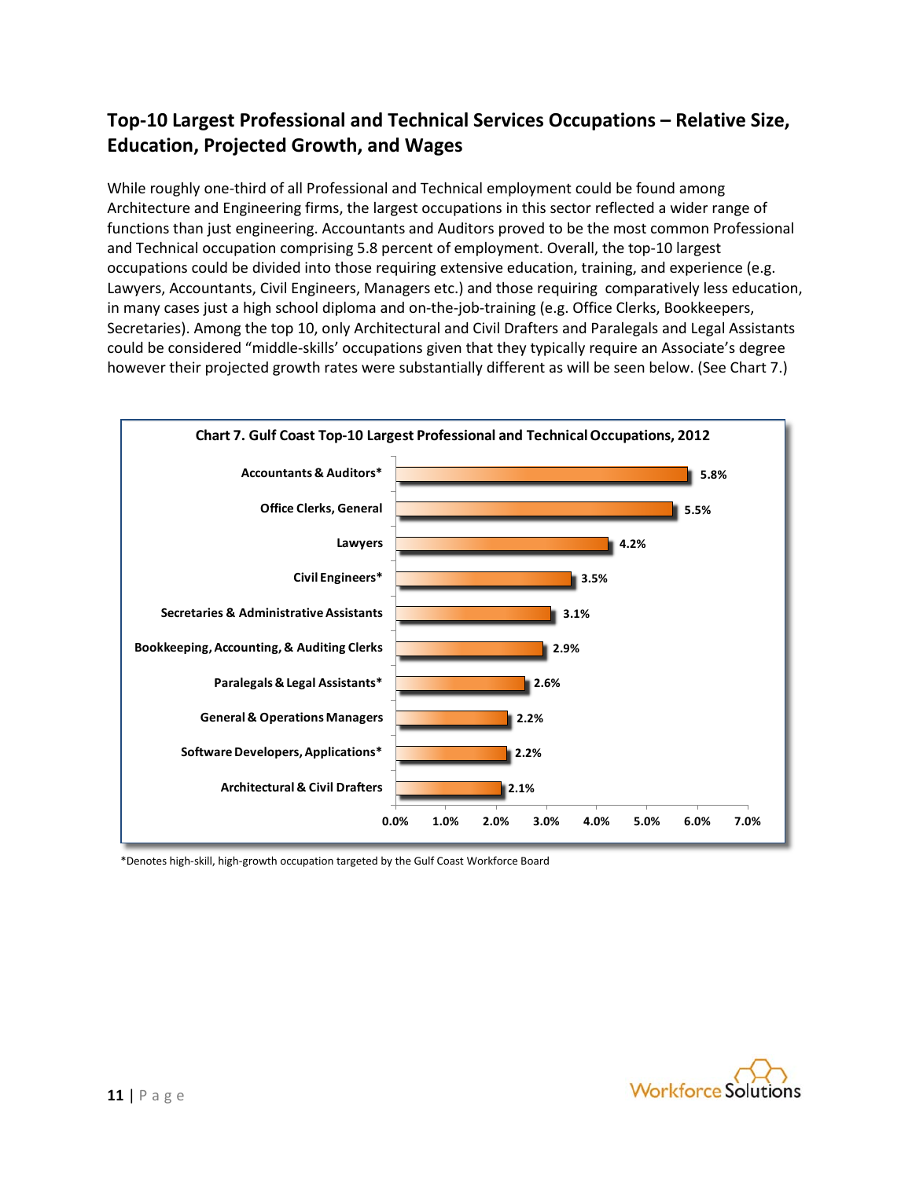## Top-10 Largest Professional and Technical Services Occupations – Relative Size, Education, Projected Growth, and Wages

While roughly one-third of all Professional and Technical employment could be found among Architecture and Engineering firms, the largest occupations in this sector reflected a wider range of functions than just engineering. Accountants and Auditors proved to be the most common Professional and Technical occupation comprising 5.8 percent of employment. Overall, the top-10 largest occupations could be divided into those requiring extensive education, training, and experience (e.g. Lawyers, Accountants, Civil Engineers, Managers etc.) and those requiring comparatively less education, in many cases just a high school diploma and on-the-job-training (e.g. Office Clerks, Bookkeepers, Secretaries). Among the top 10, only Architectural and Civil Drafters and Paralegals and Legal Assistants could be considered "middle-skills' occupations given that they typically require an Associate's degree however their projected growth rates were substantially different as will be seen below. (See Chart 7.)

**Chart 7. Gulf Coast Top-10 Largest Professional and Technical Occupations, 2012**

| Occupation | Share of Employment |
|---|---|
| Accountants & Auditors* | 5.8% |
| Office Clerks, General | 5.5% |
| Lawyers | 4.2% |
| Civil Engineers* | 3.5% |
| Secretaries & Administrative Assistants | 3.1% |
| Bookkeeping, Accounting, & Auditing Clerks | 2.9% |
| Paralegals & Legal Assistants* | 2.6% |
| General & Operations Managers | 2.2% |
| Software Developers, Applications* | 2.2% |
| Architectural & Civil Drafters | 2.1% |

*Denotes high-skill, high-growth occupation targeted by the Gulf Coast Workforce Board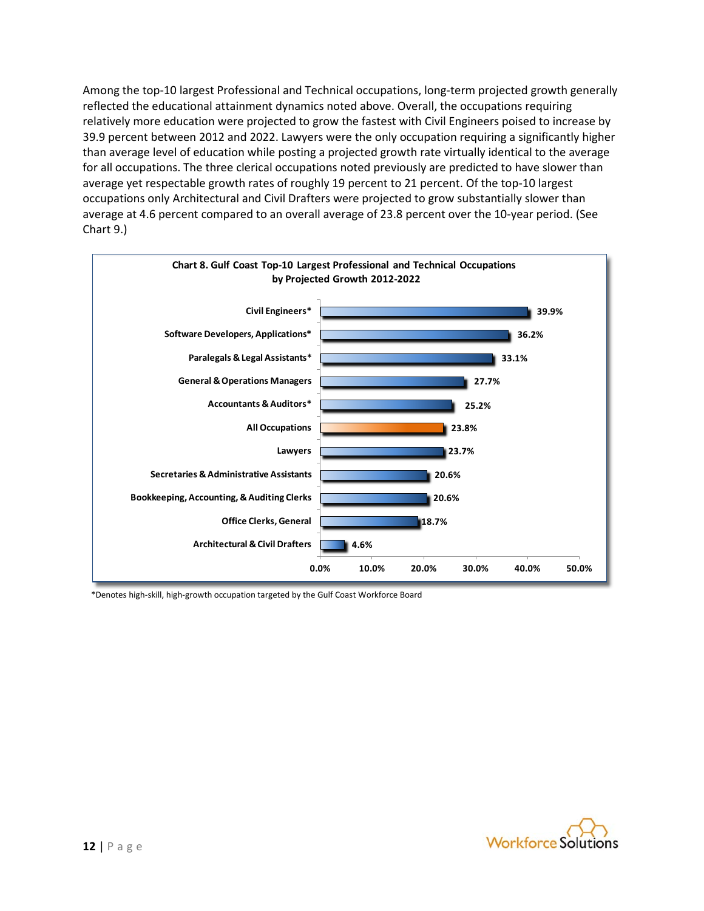Among the top-10 largest Professional and Technical occupations, long-term projected growth generally reflected the educational attainment dynamics noted above. Overall, the occupations requiring relatively more education were projected to grow the fastest with Civil Engineers poised to increase by 39.9 percent between 2012 and 2022. Lawyers were the only occupation requiring a significantly higher than average level of education while posting a projected growth rate virtually identical to the average for all occupations. The three clerical occupations noted previously are predicted to have slower than average yet respectable growth rates of roughly 19 percent to 21 percent. Of the top-10 largest occupations only Architectural and Civil Drafters were projected to grow substantially slower than average at 4.6 percent compared to an overall average of 23.8 percent over the 10-year period. (See Chart 9.)

**Chart 8. Gulf Coast Top-10 Largest Professional and Technical Occupations by Projected Growth 2012-2022**

| Occupation | Projected Growth 2012-2022 |
|---|---|
| Civil Engineers* | 39.9% |
| Software Developers, Applications* | 36.2% |
| Paralegals & Legal Assistants* | 33.1% |
| General & Operations Managers | 27.7% |
| Accountants & Auditors* | 25.2% |
| All Occupations | 23.8% |
| Lawyers | 23.7% |
| Secretaries & Administrative Assistants | 20.6% |
| Bookkeeping, Accounting, & Auditing Clerks | 20.6% |
| Office Clerks, General | 18.7% |
| Architectural & Civil Drafters | 4.6% |

*Denotes high-skill, high-growth occupation targeted by the Gulf Coast Workforce Board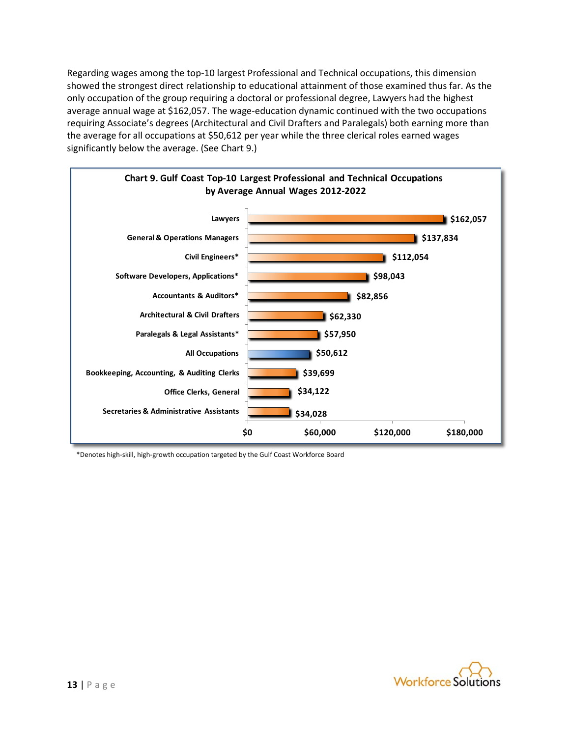Regarding wages among the top-10 largest Professional and Technical occupations, this dimension showed the strongest direct relationship to educational attainment of those examined thus far. As the only occupation of the group requiring a doctoral or professional degree, Lawyers had the highest average annual wage at $162,057. The wage-education dynamic continued with the two occupations requiring Associate's degrees (Architectural and Civil Drafters and Paralegals) both earning more than the average for all occupations at $50,612 per year while the three clerical roles earned wages significantly below the average. (See Chart 9.)

**Chart 9. Gulf Coast Top-10 Largest Professional and Technical Occupations by Average Annual Wages 2012-2022**

| Occupation | Average Annual Wage |
| --- | --- |
| Lawyers | $162,057 |
| General & Operations Managers | $137,834 |
| Civil Engineers* | $112,054 |
| Software Developers, Applications* | $98,043 |
| Accountants & Auditors* | $82,856 |
| Architectural & Civil Drafters | $62,330 |
| Paralegals & Legal Assistants* | $57,950 |
| All Occupations | $50,612 |
| Bookkeeping, Accounting, & Auditing Clerks | $39,699 |
| Office Clerks, General | $34,122 |
| Secretaries & Administrative Assistants | $34,028 |

*Denotes high-skill, high-growth occupation targeted by the Gulf Coast Workforce Board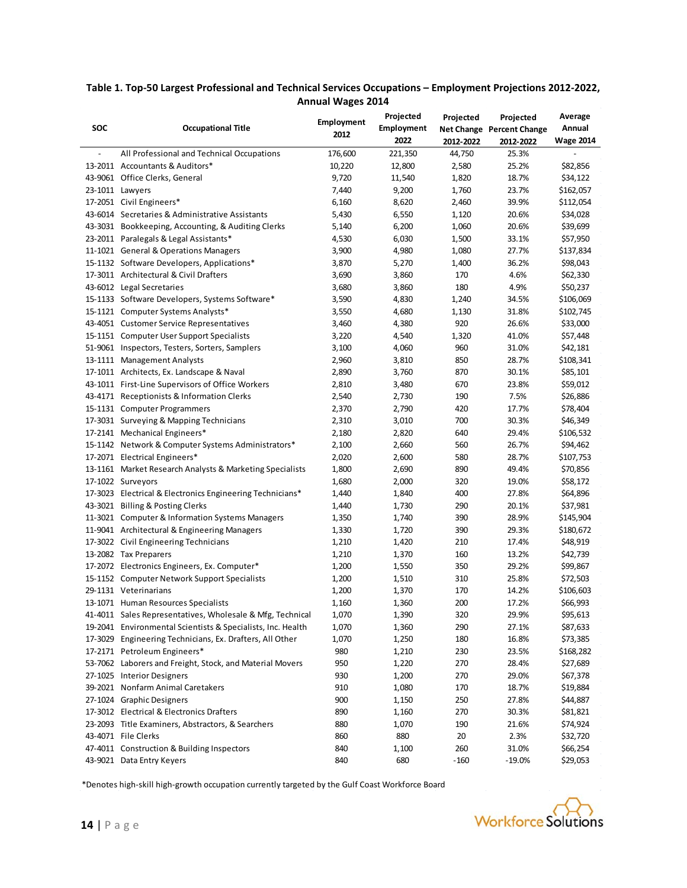**Table 1. Top-50 Largest Professional and Technical Services Occupations – Employment Projections 2012-2022, Annual Wages 2014**

| SOC | Occupational Title | Employment 2012 | Projected Employment 2022 | Projected Net Change 2012-2022 | Projected Percent Change 2012-2022 | Average Annual Wage 2014 |
|---|---|---|---|---|---|---|
| - | All Professional and Technical Occupations | 176,600 | 221,350 | 44,750 | 25.3% | - |
| 13-2011 | Accountants & Auditors* | 10,220 | 12,800 | 2,580 | 25.2% | $82,856 |
| 43-9061 | Office Clerks, General | 9,720 | 11,540 | 1,820 | 18.7% | $34,122 |
| 23-1011 | Lawyers | 7,440 | 9,200 | 1,760 | 23.7% | $162,057 |
| 17-2051 | Civil Engineers* | 6,160 | 8,620 | 2,460 | 39.9% | $112,054 |
| 43-6014 | Secretaries & Administrative Assistants | 5,430 | 6,550 | 1,120 | 20.6% | $34,028 |
| 43-3031 | Bookkeeping, Accounting, & Auditing Clerks | 5,140 | 6,200 | 1,060 | 20.6% | $39,699 |
| 23-2011 | Paralegals & Legal Assistants* | 4,530 | 6,030 | 1,500 | 33.1% | $57,950 |
| 11-1021 | General & Operations Managers | 3,900 | 4,980 | 1,080 | 27.7% | $137,834 |
| 15-1132 | Software Developers, Applications* | 3,870 | 5,270 | 1,400 | 36.2% | $98,043 |
| 17-3011 | Architectural & Civil Drafters | 3,690 | 3,860 | 170 | 4.6% | $62,330 |
| 43-6012 | Legal Secretaries | 3,680 | 3,860 | 180 | 4.9% | $50,237 |
| 15-1133 | Software Developers, Systems Software* | 3,590 | 4,830 | 1,240 | 34.5% | $106,069 |
| 15-1121 | Computer Systems Analysts* | 3,550 | 4,680 | 1,130 | 31.8% | $102,745 |
| 43-4051 | Customer Service Representatives | 3,460 | 4,380 | 920 | 26.6% | $33,000 |
| 15-1151 | Computer User Support Specialists | 3,220 | 4,540 | 1,320 | 41.0% | $57,448 |
| 51-9061 | Inspectors, Testers, Sorters, Samplers | 3,100 | 4,060 | 960 | 31.0% | $42,181 |
| 13-1111 | Management Analysts | 2,960 | 3,810 | 850 | 28.7% | $108,341 |
| 17-1011 | Architects, Ex. Landscape & Naval | 2,890 | 3,760 | 870 | 30.1% | $85,101 |
| 43-1011 | First-Line Supervisors of Office Workers | 2,810 | 3,480 | 670 | 23.8% | $59,012 |
| 43-4171 | Receptionists & Information Clerks | 2,540 | 2,730 | 190 | 7.5% | $26,886 |
| 15-1131 | Computer Programmers | 2,370 | 2,790 | 420 | 17.7% | $78,404 |
| 17-3031 | Surveying & Mapping Technicians | 2,310 | 3,010 | 700 | 30.3% | $46,349 |
| 17-2141 | Mechanical Engineers* | 2,180 | 2,820 | 640 | 29.4% | $106,532 |
| 15-1142 | Network & Computer Systems Administrators* | 2,100 | 2,660 | 560 | 26.7% | $94,462 |
| 17-2071 | Electrical Engineers* | 2,020 | 2,600 | 580 | 28.7% | $107,753 |
| 13-1161 | Market Research Analysts & Marketing Specialists | 1,800 | 2,690 | 890 | 49.4% | $70,856 |
| 17-1022 | Surveyors | 1,680 | 2,000 | 320 | 19.0% | $58,172 |
| 17-3023 | Electrical & Electronics Engineering Technicians* | 1,440 | 1,840 | 400 | 27.8% | $64,896 |
| 43-3021 | Billing & Posting Clerks | 1,440 | 1,730 | 290 | 20.1% | $37,981 |
| 11-3021 | Computer & Information Systems Managers | 1,350 | 1,740 | 390 | 28.9% | $145,904 |
| 11-9041 | Architectural & Engineering Managers | 1,330 | 1,720 | 390 | 29.3% | $180,672 |
| 17-3022 | Civil Engineering Technicians | 1,210 | 1,420 | 210 | 17.4% | $48,919 |
| 13-2082 | Tax Preparers | 1,210 | 1,370 | 160 | 13.2% | $42,739 |
| 17-2072 | Electronics Engineers, Ex. Computer* | 1,200 | 1,550 | 350 | 29.2% | $99,867 |
| 15-1152 | Computer Network Support Specialists | 1,200 | 1,510 | 310 | 25.8% | $72,503 |
| 29-1131 | Veterinarians | 1,200 | 1,370 | 170 | 14.2% | $106,603 |
| 13-1071 | Human Resources Specialists | 1,160 | 1,360 | 200 | 17.2% | $66,993 |
| 41-4011 | Sales Representatives, Wholesale & Mfg, Technical | 1,070 | 1,390 | 320 | 29.9% | $95,613 |
| 19-2041 | Environmental Scientists & Specialists, Inc. Health | 1,070 | 1,360 | 290 | 27.1% | $87,633 |
| 17-3029 | Engineering Technicians, Ex. Drafters, All Other | 1,070 | 1,250 | 180 | 16.8% | $73,385 |
| 17-2171 | Petroleum Engineers* | 980 | 1,210 | 230 | 23.5% | $168,282 |
| 53-7062 | Laborers and Freight, Stock, and Material Movers | 950 | 1,220 | 270 | 28.4% | $27,689 |
| 27-1025 | Interior Designers | 930 | 1,200 | 270 | 29.0% | $67,378 |
| 39-2021 | Nonfarm Animal Caretakers | 910 | 1,080 | 170 | 18.7% | $19,884 |
| 27-1024 | Graphic Designers | 900 | 1,150 | 250 | 27.8% | $44,887 |
| 17-3012 | Electrical & Electronics Drafters | 890 | 1,160 | 270 | 30.3% | $81,821 |
| 23-2093 | Title Examiners, Abstractors, & Searchers | 880 | 1,070 | 190 | 21.6% | $74,924 |
| 43-4071 | File Clerks | 860 | 880 | 20 | 2.3% | $32,720 |
| 47-4011 | Construction & Building Inspectors | 840 | 1,100 | 260 | 31.0% | $66,254 |
| 43-9021 | Data Entry Keyers | 840 | 680 | -160 | -19.0% | $29,053 |

*Denotes high-skill high-growth occupation currently targeted by the Gulf Coast Workforce Board